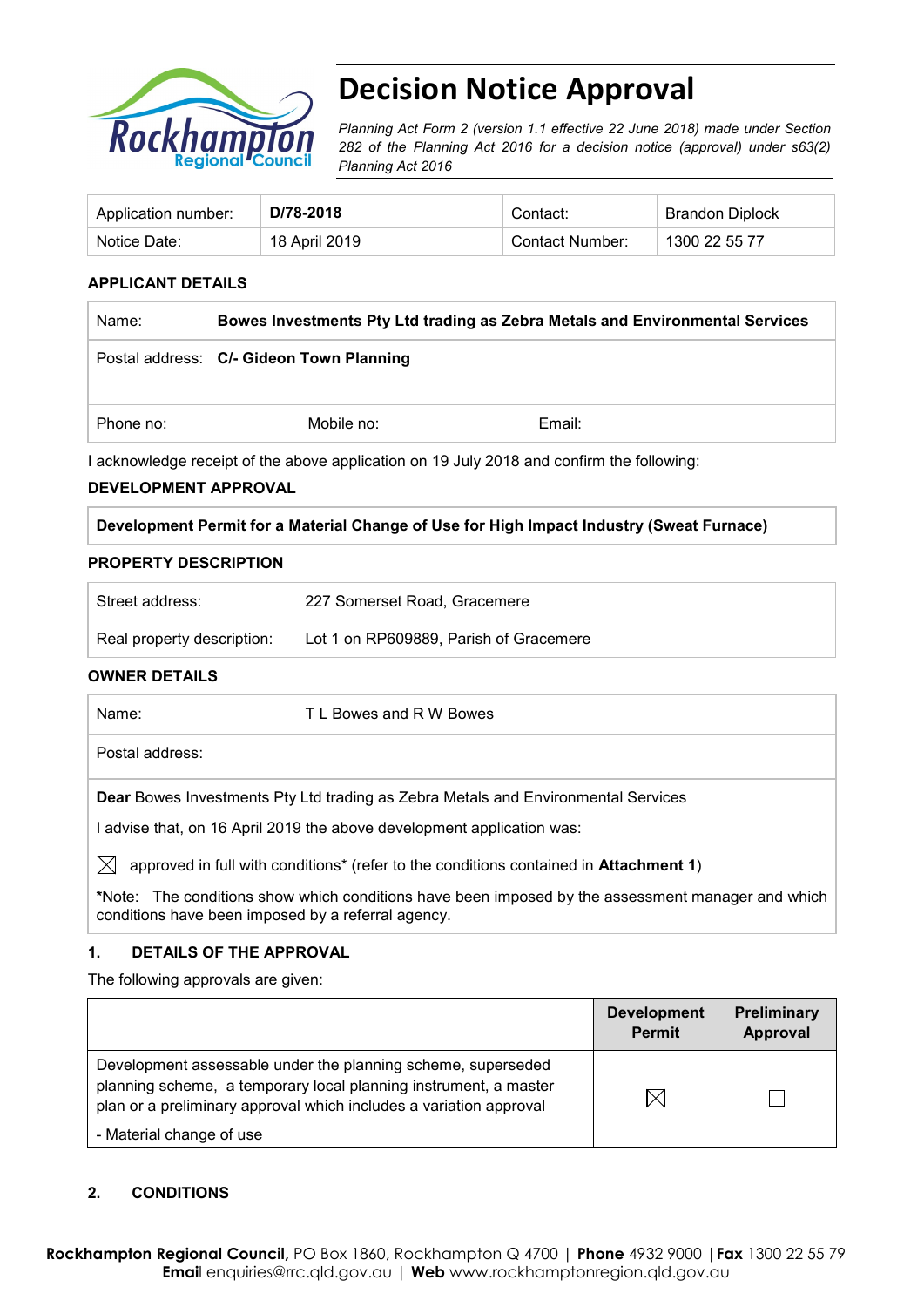# Decision Notice Approval

*Planning Act Form 2 (version 1.1 effective 22 June 2018) made under Section 282 of the Planning Act 2016 for a decision notice (approval) under s63(2) Planning Act 2016*

| Application number: | **D/78-2018** | Contact: | Brandon Diplock |
|---|---|---|---|
| Notice Date: | 18 April 2019 | Contact Number: | 1300 22 55 77 |

## APPLICANT DETAILS

| Name: | **Bowes Investments Pty Ltd trading as Zebra Metals and Environmental Services** | |
|---|---|---|
| Postal address: | **C/- Gideon Town Planning** | |
| Phone no: | Mobile no: | Email: |

I acknowledge receipt of the above application on 19 July 2018 and confirm the following:

## DEVELOPMENT APPROVAL

**Development Permit for a Material Change of Use for High Impact Industry (Sweat Furnace)**

## PROPERTY DESCRIPTION

| Street address: | 227 Somerset Road, Gracemere |
|---|---|
| Real property description: | Lot 1 on RP609889, Parish of Gracemere |

## OWNER DETAILS

| Name: | T L Bowes and R W Bowes |
|---|---|
| Postal address: | |

**Dear** Bowes Investments Pty Ltd trading as Zebra Metals and Environmental Services

I advise that, on 16 April 2019 the above development application was:

☒ approved in full with conditions* (refer to the conditions contained in **Attachment 1**)

*Note: The conditions show which conditions have been imposed by the assessment manager and which conditions have been imposed by a referral agency.

## 1. DETAILS OF THE APPROVAL

The following approvals are given:

| | Development Permit | Preliminary Approval |
|---|---|---|
| Development assessable under the planning scheme, superseded planning scheme, a temporary local planning instrument, a master plan or a preliminary approval which includes a variation approval<br>- Material change of use | ☒ | ☐ |

## 2. CONDITIONS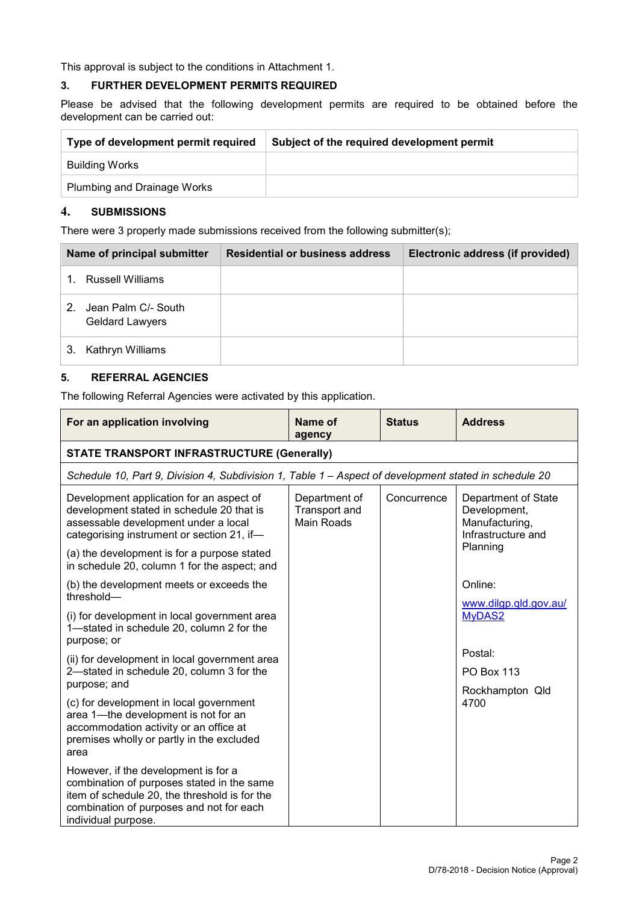This approval is subject to the conditions in Attachment 1.

## 3. FURTHER DEVELOPMENT PERMITS REQUIRED

Please be advised that the following development permits are required to be obtained before the development can be carried out:

| Type of development permit required | Subject of the required development permit |
|---|---|
| Building Works | |
| Plumbing and Drainage Works | |

## 4. SUBMISSIONS

There were 3 properly made submissions received from the following submitter(s);

| Name of principal submitter | Residential or business address | Electronic address (if provided) |
|---|---|---|
| 1. Russell Williams | | |
| 2. Jean Palm C/- South Geldard Lawyers | | |
| 3. Kathryn Williams | | |

## 5. REFERRAL AGENCIES

The following Referral Agencies were activated by this application.

| For an application involving | Name of agency | Status | Address |
|---|---|---|---|
| **STATE TRANSPORT INFRASTRUCTURE (Generally)** | | | |
| *Schedule 10, Part 9, Division 4, Subdivision 1, Table 1 – Aspect of development stated in schedule 20* | | | |
| Development application for an aspect of development stated in schedule 20 that is assessable development under a local categorising instrument or section 21, if—<br><br>(a) the development is for a purpose stated in schedule 20, column 1 for the aspect; and<br><br>(b) the development meets or exceeds the threshold—<br><br>(i) for development in local government area 1—stated in schedule 20, column 2 for the purpose; or<br><br>(ii) for development in local government area 2—stated in schedule 20, column 3 for the purpose; and<br><br>(c) for development in local government area 1—the development is not for an accommodation activity or an office at premises wholly or partly in the excluded area<br><br>However, if the development is for a combination of purposes stated in the same item of schedule 20, the threshold is for the combination of purposes and not for each individual purpose. | Department of Transport and Main Roads | Concurrence | Department of State Development, Manufacturing, Infrastructure and Planning<br><br>Online:<br><br>www.dilgp.qld.gov.au/MyDAS2<br><br>Postal:<br><br>PO Box 113<br><br>Rockhampton Qld 4700 |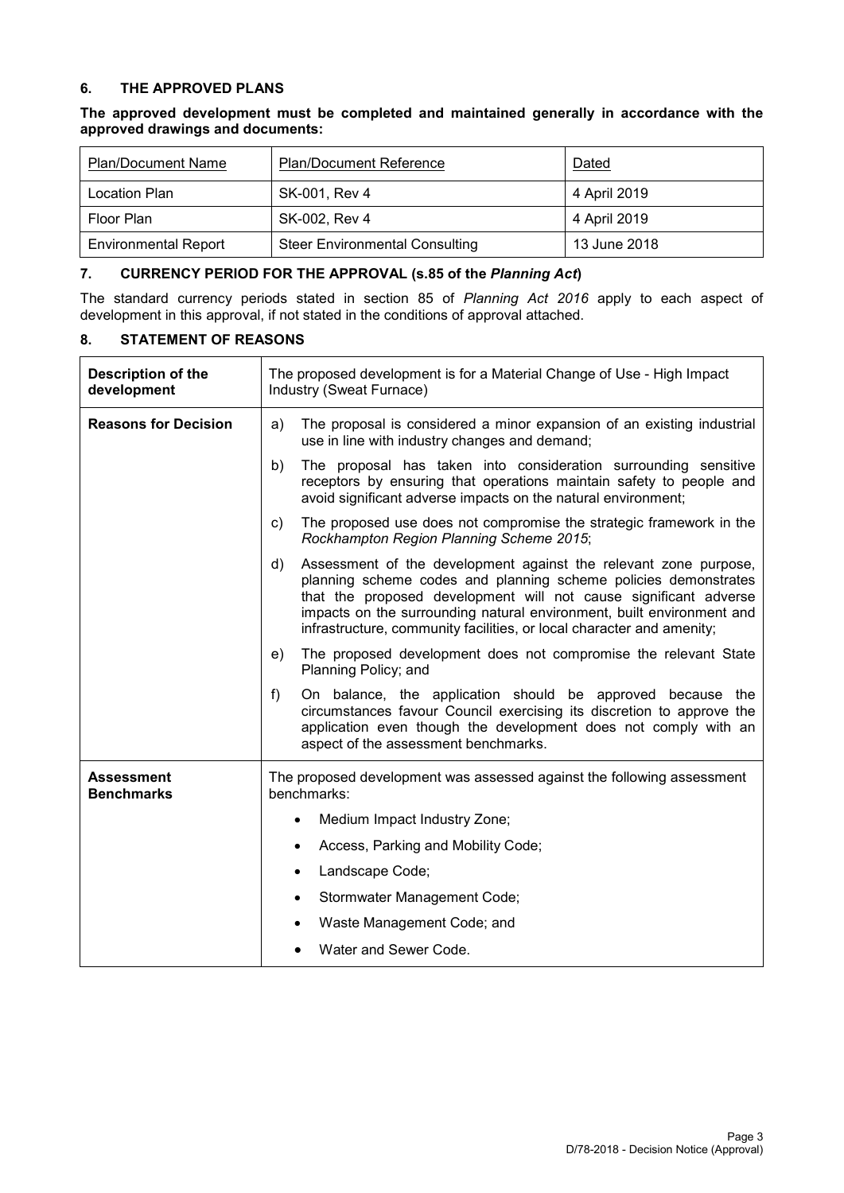## 6. THE APPROVED PLANS

**The approved development must be completed and maintained generally in accordance with the approved drawings and documents:**

| Plan/Document Name | Plan/Document Reference | Dated |
|---|---|---|
| Location Plan | SK-001, Rev 4 | 4 April 2019 |
| Floor Plan | SK-002, Rev 4 | 4 April 2019 |
| Environmental Report | Steer Environmental Consulting | 13 June 2018 |

## 7. CURRENCY PERIOD FOR THE APPROVAL (s.85 of the *Planning Act*)

The standard currency periods stated in section 85 of *Planning Act 2016* apply to each aspect of development in this approval, if not stated in the conditions of approval attached.

## 8. STATEMENT OF REASONS

| | |
|---|---|
| **Description of the development** | The proposed development is for a Material Change of Use - High Impact Industry (Sweat Furnace) |
| **Reasons for Decision** | a) The proposal is considered a minor expansion of an existing industrial use in line with industry changes and demand;<br>b) The proposal has taken into consideration surrounding sensitive receptors by ensuring that operations maintain safety to people and avoid significant adverse impacts on the natural environment;<br>c) The proposed use does not compromise the strategic framework in the *Rockhampton Region Planning Scheme 2015*;<br>d) Assessment of the development against the relevant zone purpose, planning scheme codes and planning scheme policies demonstrates that the proposed development will not cause significant adverse impacts on the surrounding natural environment, built environment and infrastructure, community facilities, or local character and amenity;<br>e) The proposed development does not compromise the relevant State Planning Policy; and<br>f) On balance, the application should be approved because the circumstances favour Council exercising its discretion to approve the application even though the development does not comply with an aspect of the assessment benchmarks. |
| **Assessment Benchmarks** | The proposed development was assessed against the following assessment benchmarks:<br>• Medium Impact Industry Zone;<br>• Access, Parking and Mobility Code;<br>• Landscape Code;<br>• Stormwater Management Code;<br>• Waste Management Code; and<br>• Water and Sewer Code. |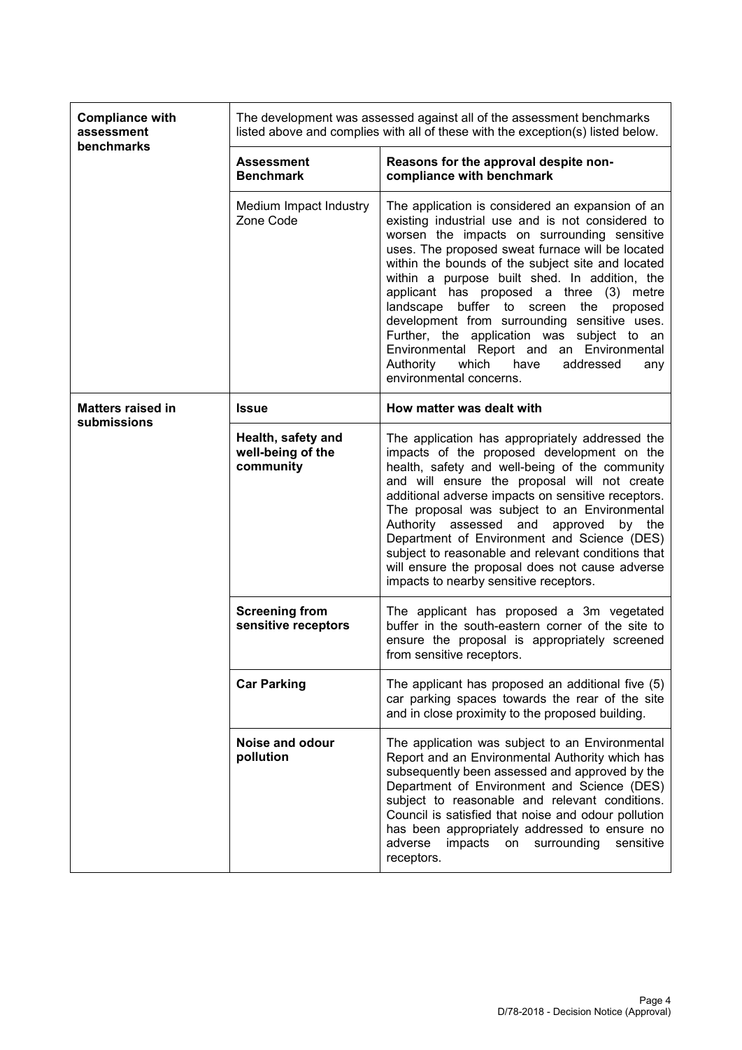| **Compliance with assessment benchmarks** | The development was assessed against all of the assessment benchmarks listed above and complies with all of these with the exception(s) listed below. | |
|---|---|---|
| | **Assessment Benchmark** | **Reasons for the approval despite non-compliance with benchmark** |
| | Medium Impact Industry Zone Code | The application is considered an expansion of an existing industrial use and is not considered to worsen the impacts on surrounding sensitive uses. The proposed sweat furnace will be located within the bounds of the subject site and located within a purpose built shed. In addition, the applicant has proposed a three (3) metre landscape buffer to screen the proposed development from surrounding sensitive uses. Further, the application was subject to an Environmental Report and an Environmental Authority which have addressed any environmental concerns. |
| **Matters raised in submissions** | **Issue** | **How matter was dealt with** |
| | **Health, safety and well-being of the community** | The application has appropriately addressed the impacts of the proposed development on the health, safety and well-being of the community and will ensure the proposal will not create additional adverse impacts on sensitive receptors. The proposal was subject to an Environmental Authority assessed and approved by the Department of Environment and Science (DES) subject to reasonable and relevant conditions that will ensure the proposal does not cause adverse impacts to nearby sensitive receptors. |
| | **Screening from sensitive receptors** | The applicant has proposed a 3m vegetated buffer in the south-eastern corner of the site to ensure the proposal is appropriately screened from sensitive receptors. |
| | **Car Parking** | The applicant has proposed an additional five (5) car parking spaces towards the rear of the site and in close proximity to the proposed building. |
| | **Noise and odour pollution** | The application was subject to an Environmental Report and an Environmental Authority which has subsequently been assessed and approved by the Department of Environment and Science (DES) subject to reasonable and relevant conditions. Council is satisfied that noise and odour pollution has been appropriately addressed to ensure no adverse impacts on surrounding sensitive receptors. |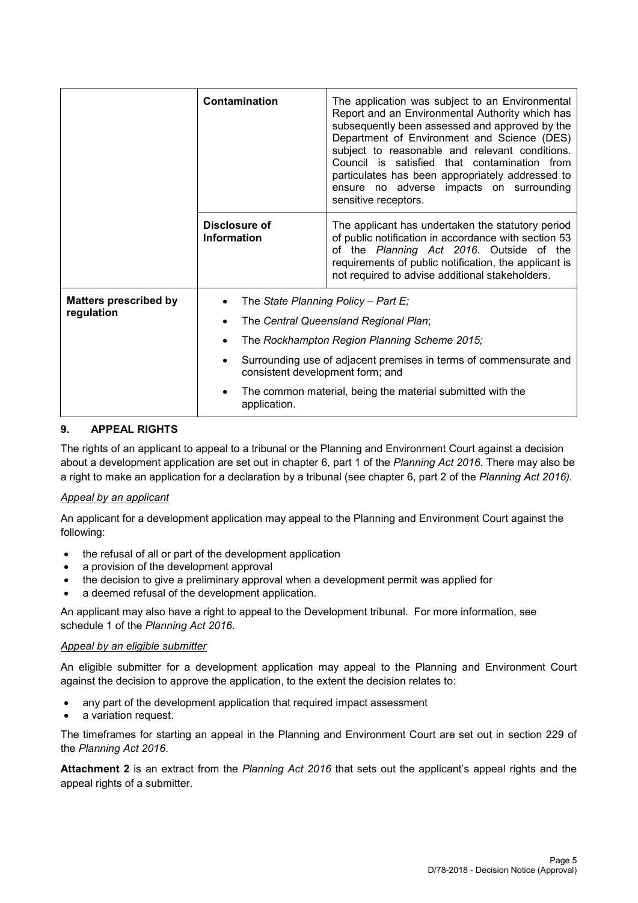| | | |
|---|---|---|
| | **Contamination** | The application was subject to an Environmental Report and an Environmental Authority which has subsequently been assessed and approved by the Department of Environment and Science (DES) subject to reasonable and relevant conditions. Council is satisfied that contamination from particulates has been appropriately addressed to ensure no adverse impacts on surrounding sensitive receptors. |
| | **Disclosure of Information** | The applicant has undertaken the statutory period of public notification in accordance with section 53 of the *Planning Act 2016*. Outside of the requirements of public notification, the applicant is not required to advise additional stakeholders. |
| **Matters prescribed by regulation** | • The *State Planning Policy – Part E;*<br>• The *Central Queensland Regional Plan*;<br>• The *Rockhampton Region Planning Scheme 2015;*<br>• Surrounding use of adjacent premises in terms of commensurate and consistent development form; and<br>• The common material, being the material submitted with the application. | |

## 9. APPEAL RIGHTS

The rights of an applicant to appeal to a tribunal or the Planning and Environment Court against a decision about a development application are set out in chapter 6, part 1 of the *Planning Act 2016*. There may also be a right to make an application for a declaration by a tribunal (see chapter 6, part 2 of the *Planning Act 2016).*

*Appeal by an applicant*

An applicant for a development application may appeal to the Planning and Environment Court against the following:

- the refusal of all or part of the development application
- a provision of the development approval
- the decision to give a preliminary approval when a development permit was applied for
- a deemed refusal of the development application.

An applicant may also have a right to appeal to the Development tribunal. For more information, see schedule 1 of the *Planning Act 2016*.

*Appeal by an eligible submitter*

An eligible submitter for a development application may appeal to the Planning and Environment Court against the decision to approve the application, to the extent the decision relates to:

- any part of the development application that required impact assessment
- a variation request.

The timeframes for starting an appeal in the Planning and Environment Court are set out in section 229 of the *Planning Act 2016*.

**Attachment 2** is an extract from the *Planning Act 2016* that sets out the applicant's appeal rights and the appeal rights of a submitter.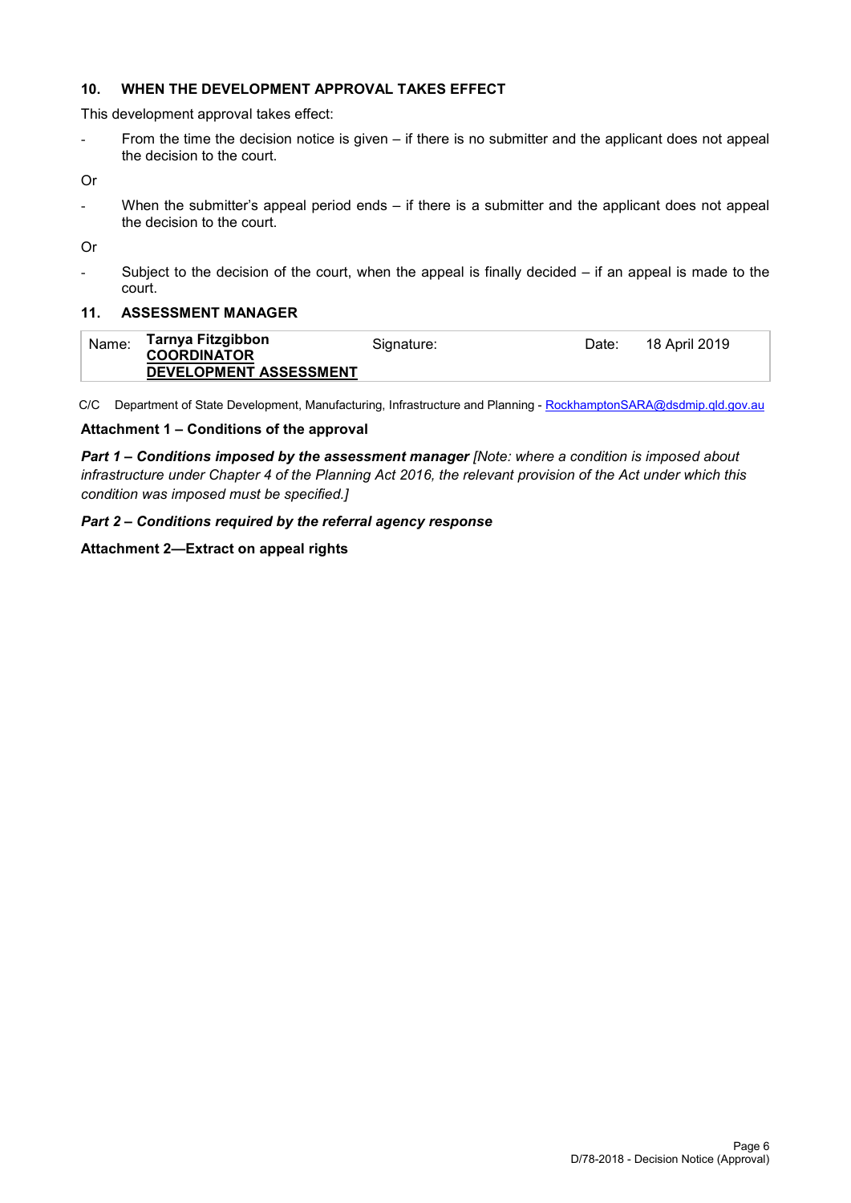## 10. WHEN THE DEVELOPMENT APPROVAL TAKES EFFECT

This development approval takes effect:

- From the time the decision notice is given – if there is no submitter and the applicant does not appeal the decision to the court.

Or

- When the submitter's appeal period ends – if there is a submitter and the applicant does not appeal the decision to the court.

Or

- Subject to the decision of the court, when the appeal is finally decided – if an appeal is made to the court.

## 11. ASSESSMENT MANAGER

| Name: | **Tarnya Fitzgibbon** **COORDINATOR** **DEVELOPMENT ASSESSMENT** | Signature: | Date: | 18 April 2019 |
|---|---|---|---|---|

C/C Department of State Development, Manufacturing, Infrastructure and Planning - RockhamptonSARA@dsdmip.qld.gov.au

**Attachment 1 – Conditions of the approval**

***Part 1 – Conditions imposed by the assessment manager*** *[Note: where a condition is imposed about infrastructure under Chapter 4 of the Planning Act 2016, the relevant provision of the Act under which this condition was imposed must be specified.]*

***Part 2 – Conditions required by the referral agency response***

**Attachment 2—Extract on appeal rights**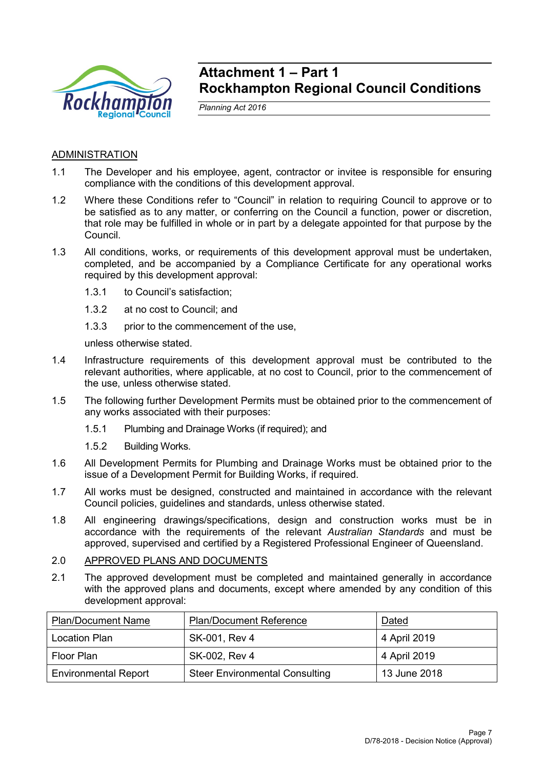# Attachment 1 – Part 1
# Rockhampton Regional Council Conditions

*Planning Act 2016*

ADMINISTRATION

1.1 The Developer and his employee, agent, contractor or invitee is responsible for ensuring compliance with the conditions of this development approval.

1.2 Where these Conditions refer to "Council" in relation to requiring Council to approve or to be satisfied as to any matter, or conferring on the Council a function, power or discretion, that role may be fulfilled in whole or in part by a delegate appointed for that purpose by the Council.

1.3 All conditions, works, or requirements of this development approval must be undertaken, completed, and be accompanied by a Compliance Certificate for any operational works required by this development approval:

1.3.1 to Council's satisfaction;

1.3.2 at no cost to Council; and

1.3.3 prior to the commencement of the use,

unless otherwise stated.

1.4 Infrastructure requirements of this development approval must be contributed to the relevant authorities, where applicable, at no cost to Council, prior to the commencement of the use, unless otherwise stated.

1.5 The following further Development Permits must be obtained prior to the commencement of any works associated with their purposes:

1.5.1 Plumbing and Drainage Works (if required); and

1.5.2 Building Works.

1.6 All Development Permits for Plumbing and Drainage Works must be obtained prior to the issue of a Development Permit for Building Works, if required.

1.7 All works must be designed, constructed and maintained in accordance with the relevant Council policies, guidelines and standards, unless otherwise stated.

1.8 All engineering drawings/specifications, design and construction works must be in accordance with the requirements of the relevant *Australian Standards* and must be approved, supervised and certified by a Registered Professional Engineer of Queensland.

2.0 APPROVED PLANS AND DOCUMENTS

2.1 The approved development must be completed and maintained generally in accordance with the approved plans and documents, except where amended by any condition of this development approval:

| Plan/Document Name | Plan/Document Reference | Dated |
|---|---|---|
| Location Plan | SK-001, Rev 4 | 4 April 2019 |
| Floor Plan | SK-002, Rev 4 | 4 April 2019 |
| Environmental Report | Steer Environmental Consulting | 13 June 2018 |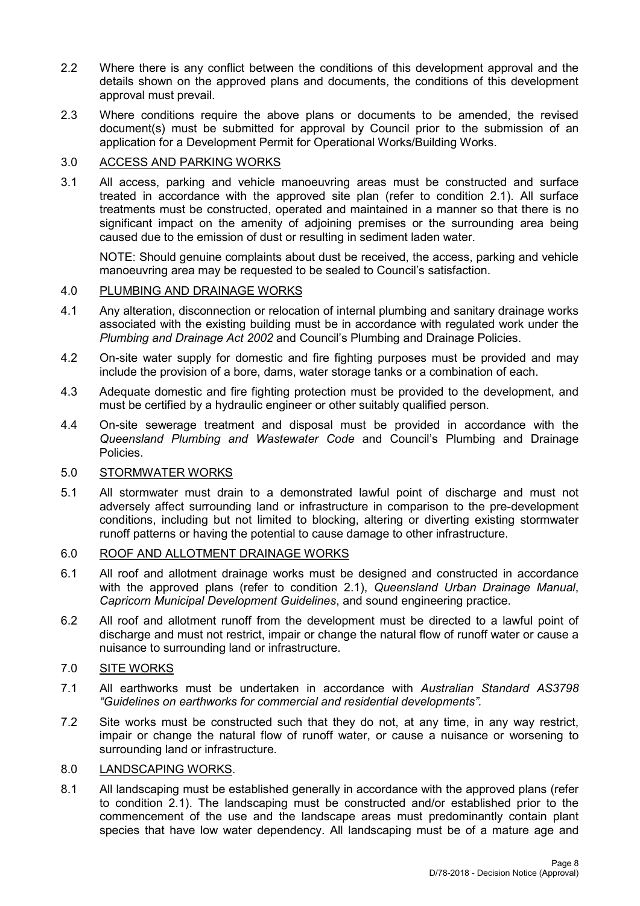2.2 Where there is any conflict between the conditions of this development approval and the details shown on the approved plans and documents, the conditions of this development approval must prevail.

2.3 Where conditions require the above plans or documents to be amended, the revised document(s) must be submitted for approval by Council prior to the submission of an application for a Development Permit for Operational Works/Building Works.

3.0 ACCESS AND PARKING WORKS

3.1 All access, parking and vehicle manoeuvring areas must be constructed and surface treated in accordance with the approved site plan (refer to condition 2.1). All surface treatments must be constructed, operated and maintained in a manner so that there is no significant impact on the amenity of adjoining premises or the surrounding area being caused due to the emission of dust or resulting in sediment laden water.

NOTE: Should genuine complaints about dust be received, the access, parking and vehicle manoeuvring area may be requested to be sealed to Council's satisfaction.

4.0 PLUMBING AND DRAINAGE WORKS

4.1 Any alteration, disconnection or relocation of internal plumbing and sanitary drainage works associated with the existing building must be in accordance with regulated work under the *Plumbing and Drainage Act 2002* and Council's Plumbing and Drainage Policies.

4.2 On-site water supply for domestic and fire fighting purposes must be provided and may include the provision of a bore, dams, water storage tanks or a combination of each.

4.3 Adequate domestic and fire fighting protection must be provided to the development, and must be certified by a hydraulic engineer or other suitably qualified person.

4.4 On-site sewerage treatment and disposal must be provided in accordance with the *Queensland Plumbing and Wastewater Code* and Council's Plumbing and Drainage Policies.

5.0 STORMWATER WORKS

5.1 All stormwater must drain to a demonstrated lawful point of discharge and must not adversely affect surrounding land or infrastructure in comparison to the pre-development conditions, including but not limited to blocking, altering or diverting existing stormwater runoff patterns or having the potential to cause damage to other infrastructure.

6.0 ROOF AND ALLOTMENT DRAINAGE WORKS

6.1 All roof and allotment drainage works must be designed and constructed in accordance with the approved plans (refer to condition 2.1), *Queensland Urban Drainage Manual*, *Capricorn Municipal Development Guidelines*, and sound engineering practice.

6.2 All roof and allotment runoff from the development must be directed to a lawful point of discharge and must not restrict, impair or change the natural flow of runoff water or cause a nuisance to surrounding land or infrastructure.

7.0 SITE WORKS

7.1 All earthworks must be undertaken in accordance with *Australian Standard AS3798 "Guidelines on earthworks for commercial and residential developments".*

7.2 Site works must be constructed such that they do not, at any time, in any way restrict, impair or change the natural flow of runoff water, or cause a nuisance or worsening to surrounding land or infrastructure.

8.0 LANDSCAPING WORKS.

8.1 All landscaping must be established generally in accordance with the approved plans (refer to condition 2.1). The landscaping must be constructed and/or established prior to the commencement of the use and the landscape areas must predominantly contain plant species that have low water dependency. All landscaping must be of a mature age and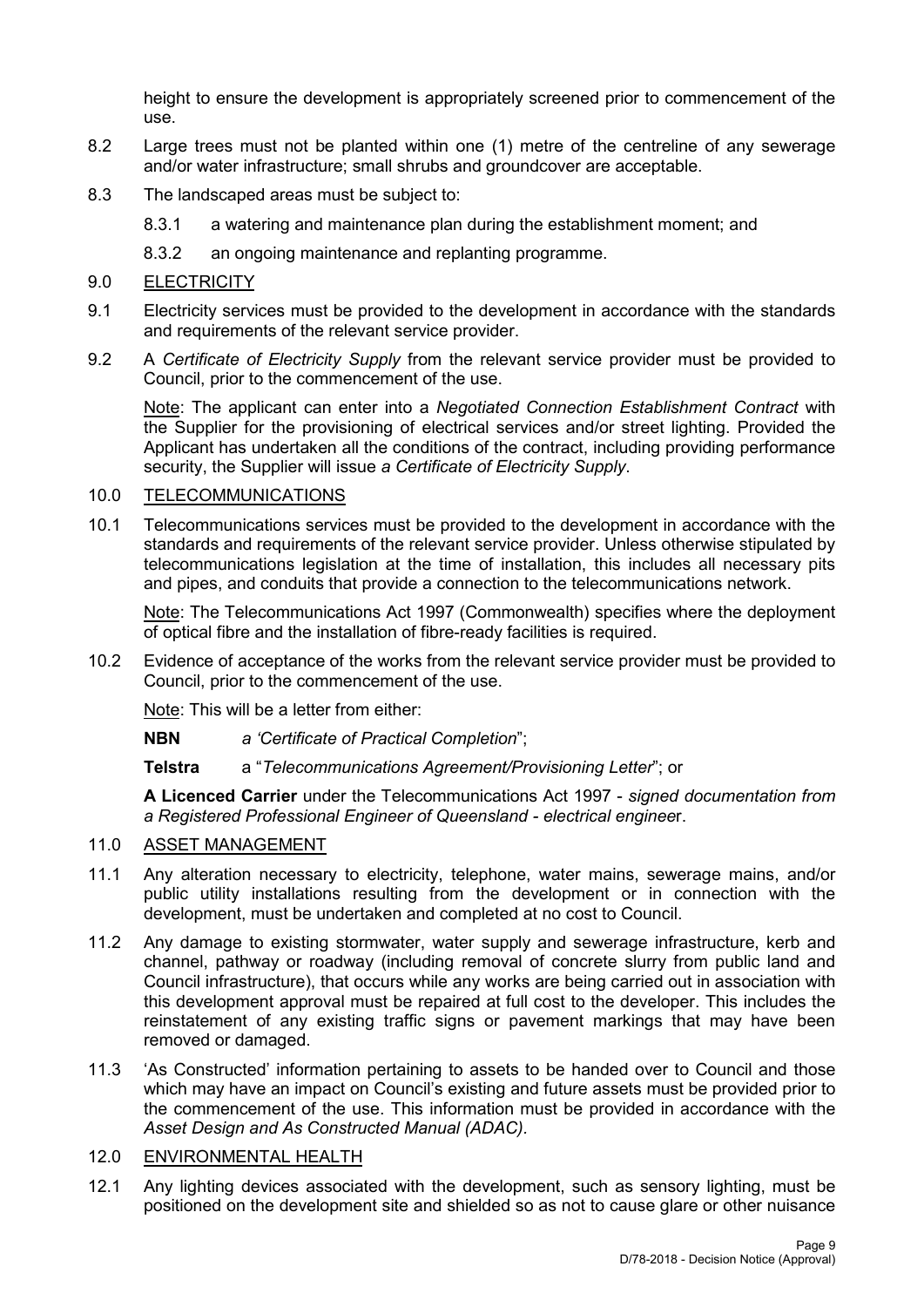height to ensure the development is appropriately screened prior to commencement of the use.

8.2 Large trees must not be planted within one (1) metre of the centreline of any sewerage and/or water infrastructure; small shrubs and groundcover are acceptable.

8.3 The landscaped areas must be subject to:

8.3.1 a watering and maintenance plan during the establishment moment; and

8.3.2 an ongoing maintenance and replanting programme.

9.0 <u>ELECTRICITY</u>

9.1 Electricity services must be provided to the development in accordance with the standards and requirements of the relevant service provider.

9.2 A *Certificate of Electricity Supply* from the relevant service provider must be provided to Council, prior to the commencement of the use.

<u>Note</u>: The applicant can enter into a *Negotiated Connection Establishment Contract* with the Supplier for the provisioning of electrical services and/or street lighting. Provided the Applicant has undertaken all the conditions of the contract, including providing performance security, the Supplier will issue *a Certificate of Electricity Supply*.

10.0 <u>TELECOMMUNICATIONS</u>

10.1 Telecommunications services must be provided to the development in accordance with the standards and requirements of the relevant service provider. Unless otherwise stipulated by telecommunications legislation at the time of installation, this includes all necessary pits and pipes, and conduits that provide a connection to the telecommunications network.

<u>Note</u>: The Telecommunications Act 1997 (Commonwealth) specifies where the deployment of optical fibre and the installation of fibre-ready facilities is required.

10.2 Evidence of acceptance of the works from the relevant service provider must be provided to Council, prior to the commencement of the use.

<u>Note</u>: This will be a letter from either:

**NBN** *a 'Certificate of Practical Completion*";

**Telstra** a "*Telecommunications Agreement/Provisioning Letter*"; or

**A Licenced Carrier** under the Telecommunications Act 1997 - *signed documentation from a Registered Professional Engineer of Queensland - electrical enginee*r.

11.0 <u>ASSET MANAGEMENT</u>

11.1 Any alteration necessary to electricity, telephone, water mains, sewerage mains, and/or public utility installations resulting from the development or in connection with the development, must be undertaken and completed at no cost to Council.

11.2 Any damage to existing stormwater, water supply and sewerage infrastructure, kerb and channel, pathway or roadway (including removal of concrete slurry from public land and Council infrastructure), that occurs while any works are being carried out in association with this development approval must be repaired at full cost to the developer. This includes the reinstatement of any existing traffic signs or pavement markings that may have been removed or damaged.

11.3 'As Constructed' information pertaining to assets to be handed over to Council and those which may have an impact on Council's existing and future assets must be provided prior to the commencement of the use. This information must be provided in accordance with the *Asset Design and As Constructed Manual (ADAC)*.

12.0 <u>ENVIRONMENTAL HEALTH</u>

12.1 Any lighting devices associated with the development, such as sensory lighting, must be positioned on the development site and shielded so as not to cause glare or other nuisance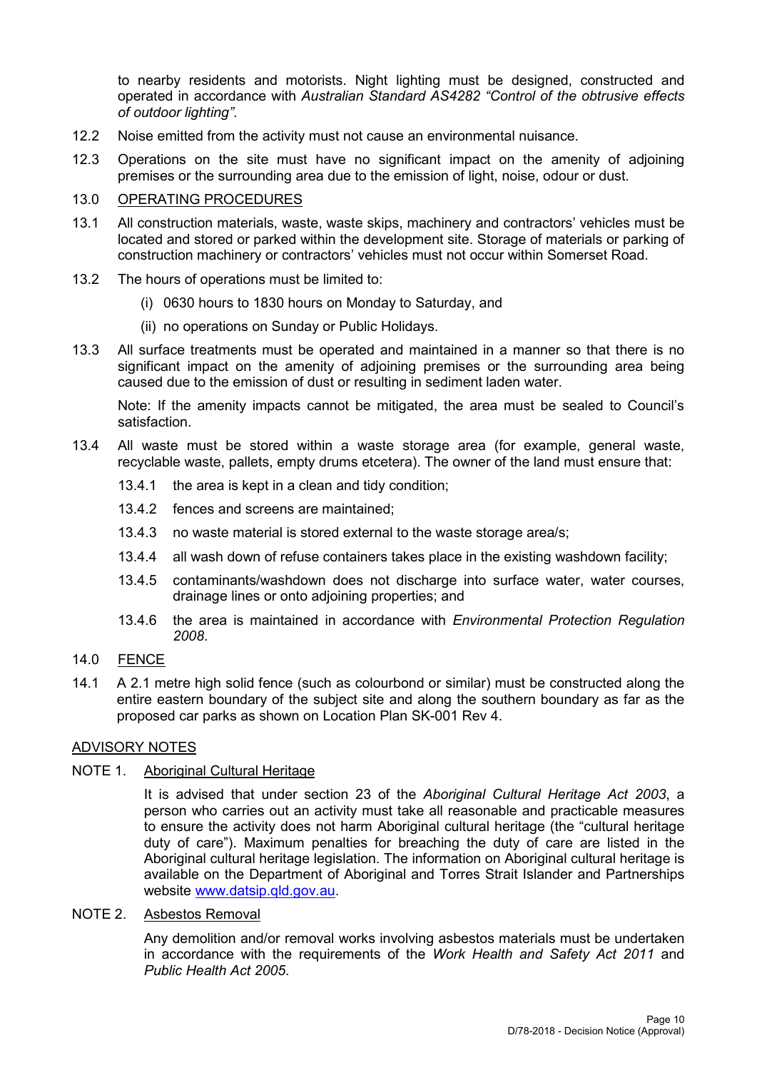to nearby residents and motorists. Night lighting must be designed, constructed and operated in accordance with *Australian Standard AS4282 "Control of the obtrusive effects of outdoor lighting"*.

12.2 Noise emitted from the activity must not cause an environmental nuisance.

12.3 Operations on the site must have no significant impact on the amenity of adjoining premises or the surrounding area due to the emission of light, noise, odour or dust.

13.0 <u>OPERATING PROCEDURES</u>

13.1 All construction materials, waste, waste skips, machinery and contractors' vehicles must be located and stored or parked within the development site. Storage of materials or parking of construction machinery or contractors' vehicles must not occur within Somerset Road.

13.2 The hours of operations must be limited to:

(i) 0630 hours to 1830 hours on Monday to Saturday, and

(ii) no operations on Sunday or Public Holidays.

13.3 All surface treatments must be operated and maintained in a manner so that there is no significant impact on the amenity of adjoining premises or the surrounding area being caused due to the emission of dust or resulting in sediment laden water.

Note: If the amenity impacts cannot be mitigated, the area must be sealed to Council's satisfaction.

13.4 All waste must be stored within a waste storage area (for example, general waste, recyclable waste, pallets, empty drums etcetera). The owner of the land must ensure that:

13.4.1 the area is kept in a clean and tidy condition;

13.4.2 fences and screens are maintained;

13.4.3 no waste material is stored external to the waste storage area/s;

13.4.4 all wash down of refuse containers takes place in the existing washdown facility;

13.4.5 contaminants/washdown does not discharge into surface water, water courses, drainage lines or onto adjoining properties; and

13.4.6 the area is maintained in accordance with *Environmental Protection Regulation 2008*.

14.0 <u>FENCE</u>

14.1 A 2.1 metre high solid fence (such as colourbond or similar) must be constructed along the entire eastern boundary of the subject site and along the southern boundary as far as the proposed car parks as shown on Location Plan SK-001 Rev 4.

<u>ADVISORY NOTES</u>

NOTE 1. <u>Aboriginal Cultural Heritage</u>

It is advised that under section 23 of the *Aboriginal Cultural Heritage Act 2003*, a person who carries out an activity must take all reasonable and practicable measures to ensure the activity does not harm Aboriginal cultural heritage (the "cultural heritage duty of care"). Maximum penalties for breaching the duty of care are listed in the Aboriginal cultural heritage legislation. The information on Aboriginal cultural heritage is available on the Department of Aboriginal and Torres Strait Islander and Partnerships website [www.datsip.qld.gov.au](www.datsip.qld.gov.au).

NOTE 2. <u>Asbestos Removal</u>

Any demolition and/or removal works involving asbestos materials must be undertaken in accordance with the requirements of the *Work Health and Safety Act 2011* and *Public Health Act 2005*.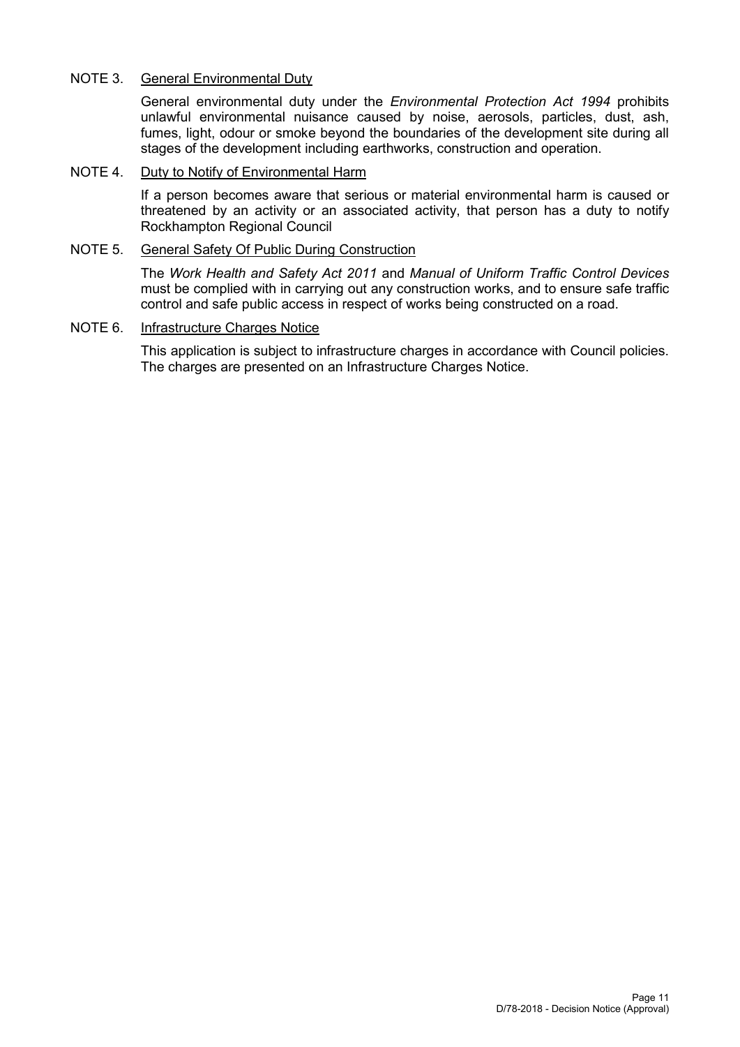NOTE 3. General Environmental Duty

General environmental duty under the *Environmental Protection Act 1994* prohibits unlawful environmental nuisance caused by noise, aerosols, particles, dust, ash, fumes, light, odour or smoke beyond the boundaries of the development site during all stages of the development including earthworks, construction and operation.

NOTE 4. Duty to Notify of Environmental Harm

If a person becomes aware that serious or material environmental harm is caused or threatened by an activity or an associated activity, that person has a duty to notify Rockhampton Regional Council

NOTE 5. General Safety Of Public During Construction

The *Work Health and Safety Act 2011* and *Manual of Uniform Traffic Control Devices* must be complied with in carrying out any construction works, and to ensure safe traffic control and safe public access in respect of works being constructed on a road.

NOTE 6. Infrastructure Charges Notice

This application is subject to infrastructure charges in accordance with Council policies. The charges are presented on an Infrastructure Charges Notice.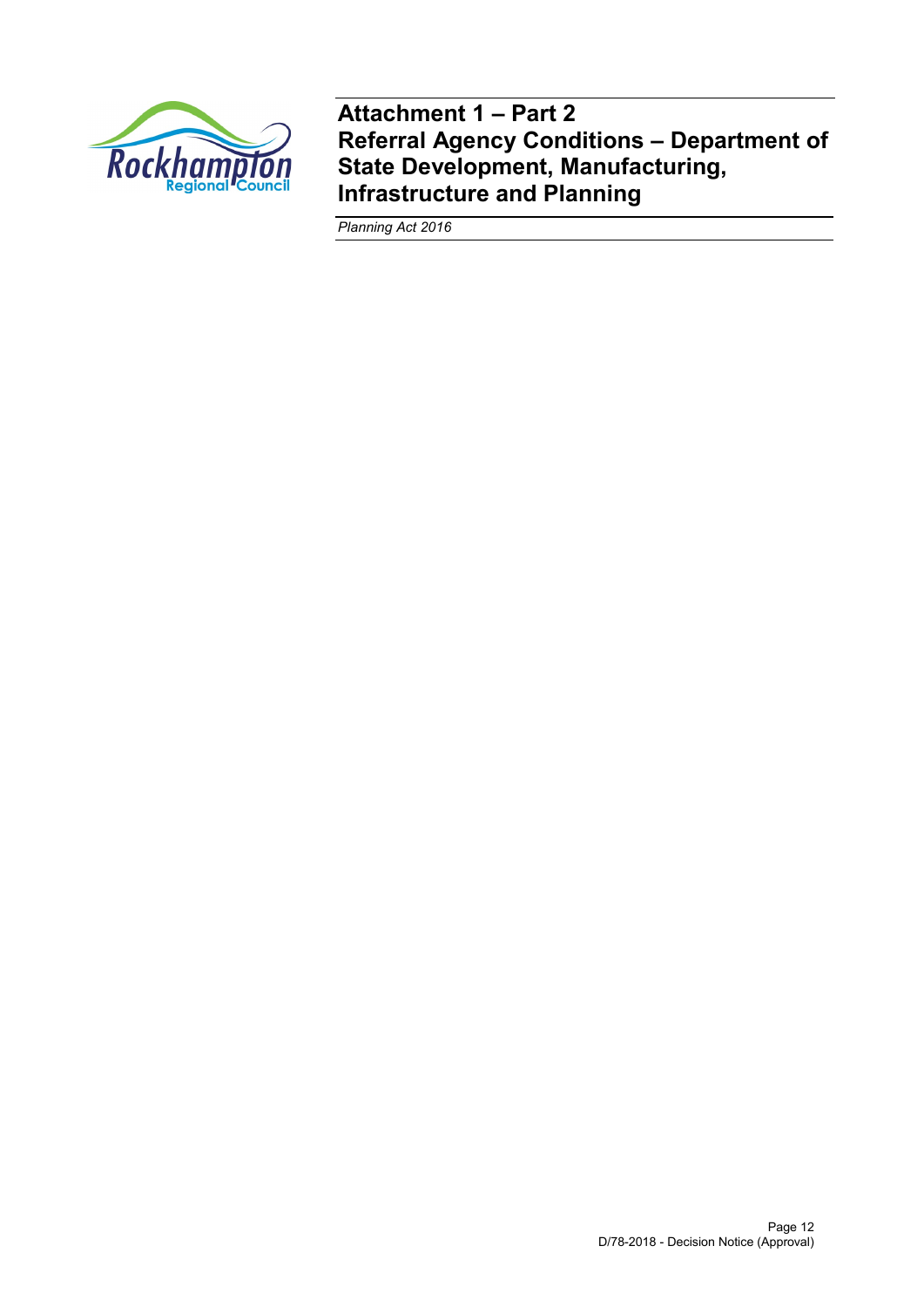# Attachment 1 – Part 2
# Referral Agency Conditions – Department of State Development, Manufacturing, Infrastructure and Planning

*Planning Act 2016*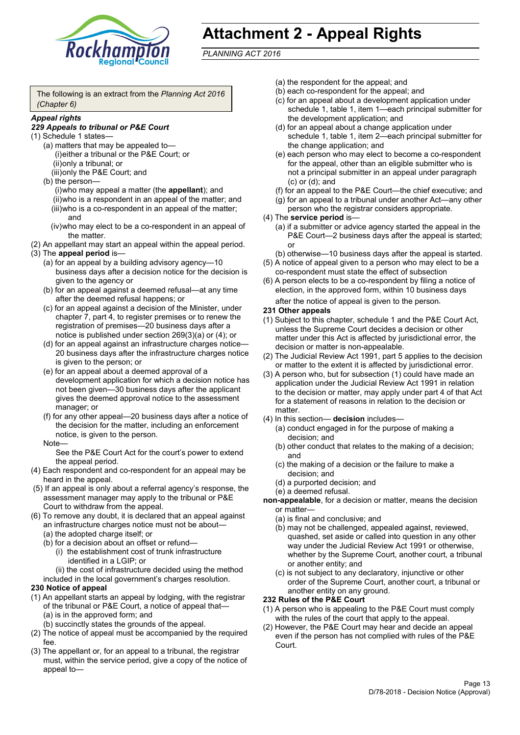# Attachment 2 - Appeal Rights

*PLANNING ACT 2016*

The following is an extract from the *Planning Act 2016 (Chapter 6)*

***Appeal rights***

***229 Appeals to tribunal or P&E Court***

(1) Schedule 1 states—

(a) matters that may be appealed to—

(i) either a tribunal or the P&E Court; or

(ii) only a tribunal; or

(iii) only the P&E Court; and

(b) the person—

(i) who may appeal a matter (the **appellant**); and

(ii) who is a respondent in an appeal of the matter; and

(iii) who is a co-respondent in an appeal of the matter; and

(iv) who may elect to be a co-respondent in an appeal of the matter.

(2) An appellant may start an appeal within the appeal period.

(3) The **appeal period** is—

(a) for an appeal by a building advisory agency—10 business days after a decision notice for the decision is given to the agency or

(b) for an appeal against a deemed refusal—at any time after the deemed refusal happens; or

(c) for an appeal against a decision of the Minister, under chapter 7, part 4, to register premises or to renew the registration of premises—20 business days after a notice is published under section 269(3)(a) or (4); or

(d) for an appeal against an infrastructure charges notice—20 business days after the infrastructure charges notice is given to the person; or

(e) for an appeal about a deemed approval of a development application for which a decision notice has not been given—30 business days after the applicant gives the deemed approval notice to the assessment manager; or

(f) for any other appeal—20 business days after a notice of the decision for the matter, including an enforcement notice, is given to the person.

Note—

See the P&E Court Act for the court's power to extend the appeal period.

(4) Each respondent and co-respondent for an appeal may be heard in the appeal.

(5) If an appeal is only about a referral agency's response, the assessment manager may apply to the tribunal or P&E Court to withdraw from the appeal.

(6) To remove any doubt, it is declared that an appeal against an infrastructure charges notice must not be about—

(a) the adopted charge itself; or

(b) for a decision about an offset or refund—

(i) the establishment cost of trunk infrastructure identified in a LGIP; or

(ii) the cost of infrastructure decided using the method included in the local government's charges resolution.

**230 Notice of appeal**

(1) An appellant starts an appeal by lodging, with the registrar of the tribunal or P&E Court, a notice of appeal that—

(a) is in the approved form; and

(b) succinctly states the grounds of the appeal.

(2) The notice of appeal must be accompanied by the required fee.

(3) The appellant or, for an appeal to a tribunal, the registrar must, within the service period, give a copy of the notice of appeal to—

(a) the respondent for the appeal; and

(b) each co-respondent for the appeal; and

(c) for an appeal about a development application under schedule 1, table 1, item 1—each principal submitter for the development application; and

(d) for an appeal about a change application under schedule 1, table 1, item 2—each principal submitter for the change application; and

(e) each person who may elect to become a co-respondent for the appeal, other than an eligible submitter who is not a principal submitter in an appeal under paragraph (c) or (d); and

(f) for an appeal to the P&E Court—the chief executive; and

(g) for an appeal to a tribunal under another Act—any other person who the registrar considers appropriate.

(4) The **service period** is—

(a) if a submitter or advice agency started the appeal in the P&E Court—2 business days after the appeal is started; or

(b) otherwise—10 business days after the appeal is started.

(5) A notice of appeal given to a person who may elect to be a co-respondent must state the effect of subsection

(6) A person elects to be a co-respondent by filing a notice of election, in the approved form, within 10 business days after the notice of appeal is given to the person.

**231 Other appeals**

(1) Subject to this chapter, schedule 1 and the P&E Court Act, unless the Supreme Court decides a decision or other matter under this Act is affected by jurisdictional error, the decision or matter is non-appealable.

(2) The Judicial Review Act 1991, part 5 applies to the decision or matter to the extent it is affected by jurisdictional error.

(3) A person who, but for subsection (1) could have made an application under the Judicial Review Act 1991 in relation to the decision or matter, may apply under part 4 of that Act for a statement of reasons in relation to the decision or matter.

(4) In this section— **decision** includes—

(a) conduct engaged in for the purpose of making a decision; and

(b) other conduct that relates to the making of a decision; and

(c) the making of a decision or the failure to make a decision; and

(d) a purported decision; and

(e) a deemed refusal.

**non-appealable**, for a decision or matter, means the decision or matter—

(a) is final and conclusive; and

(b) may not be challenged, appealed against, reviewed, quashed, set aside or called into question in any other way under the Judicial Review Act 1991 or otherwise, whether by the Supreme Court, another court, a tribunal or another entity; and

(c) is not subject to any declaratory, injunctive or other order of the Supreme Court, another court, a tribunal or another entity on any ground.

**232 Rules of the P&E Court**

(1) A person who is appealing to the P&E Court must comply with the rules of the court that apply to the appeal.

(2) However, the P&E Court may hear and decide an appeal even if the person has not complied with rules of the P&E Court.

D/78-2018 - Decision Notice (Approval)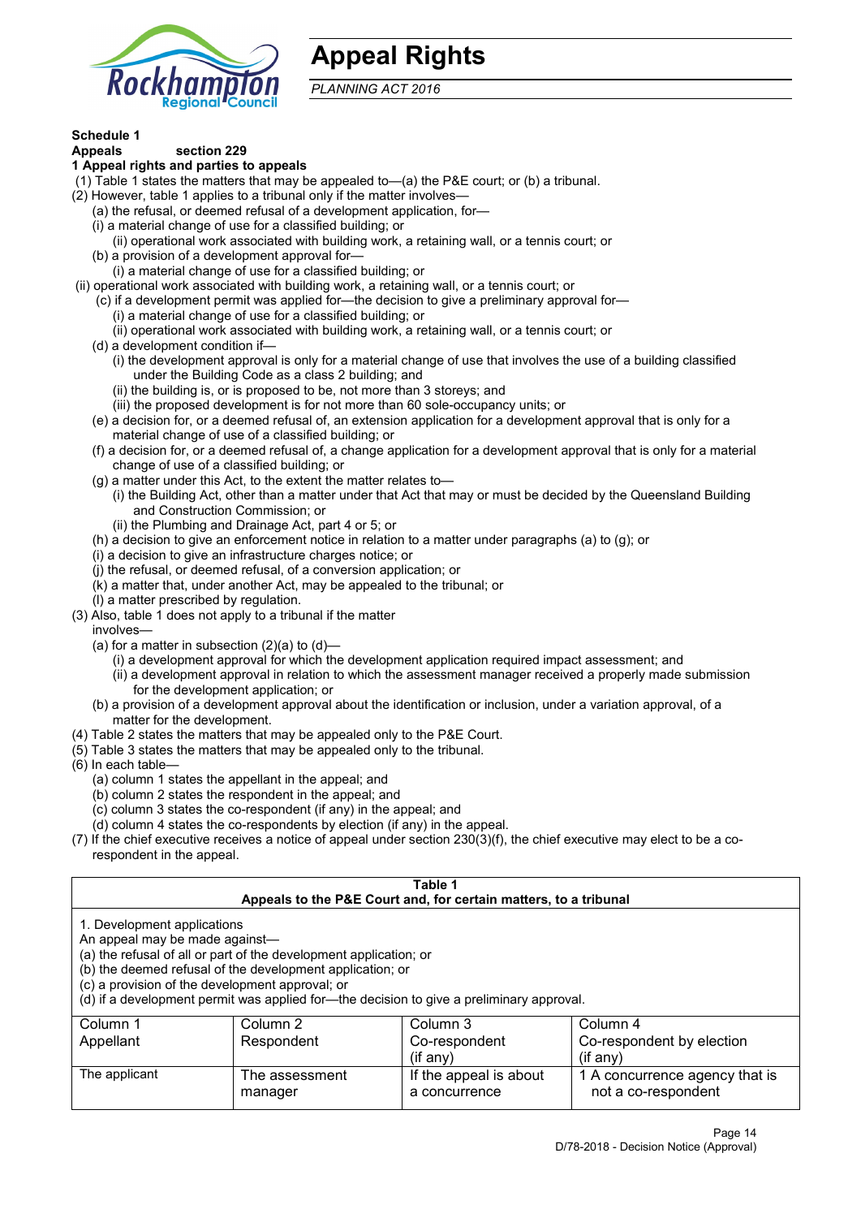# Appeal Rights

*PLANNING ACT 2016*

**Schedule 1**

**Appeals section 229**

**1 Appeal rights and parties to appeals**

(1) Table 1 states the matters that may be appealed to—(a) the P&E court; or (b) a tribunal.

(2) However, table 1 applies to a tribunal only if the matter involves—

(a) the refusal, or deemed refusal of a development application, for—

(i) a material change of use for a classified building; or

(ii) operational work associated with building work, a retaining wall, or a tennis court; or

(b) a provision of a development approval for—

(i) a material change of use for a classified building; or

(ii) operational work associated with building work, a retaining wall, or a tennis court; or

(c) if a development permit was applied for—the decision to give a preliminary approval for—

(i) a material change of use for a classified building; or

(ii) operational work associated with building work, a retaining wall, or a tennis court; or

(d) a development condition if—

(i) the development approval is only for a material change of use that involves the use of a building classified under the Building Code as a class 2 building; and

(ii) the building is, or is proposed to be, not more than 3 storeys; and

(iii) the proposed development is for not more than 60 sole-occupancy units; or

(e) a decision for, or a deemed refusal of, an extension application for a development approval that is only for a material change of use of a classified building; or

(f) a decision for, or a deemed refusal of, a change application for a development approval that is only for a material change of use of a classified building; or

(g) a matter under this Act, to the extent the matter relates to—

(i) the Building Act, other than a matter under that Act that may or must be decided by the Queensland Building and Construction Commission; or

(ii) the Plumbing and Drainage Act, part 4 or 5; or

(h) a decision to give an enforcement notice in relation to a matter under paragraphs (a) to (g); or

(i) a decision to give an infrastructure charges notice; or

(j) the refusal, or deemed refusal, of a conversion application; or

(k) a matter that, under another Act, may be appealed to the tribunal; or

(l) a matter prescribed by regulation.

(3) Also, table 1 does not apply to a tribunal if the matter involves—

(a) for a matter in subsection (2)(a) to (d)—

(i) a development approval for which the development application required impact assessment; and

(ii) a development approval in relation to which the assessment manager received a properly made submission for the development application; or

(b) a provision of a development approval about the identification or inclusion, under a variation approval, of a matter for the development.

(4) Table 2 states the matters that may be appealed only to the P&E Court.

(5) Table 3 states the matters that may be appealed only to the tribunal.

(6) In each table—

(a) column 1 states the appellant in the appeal; and

(b) column 2 states the respondent in the appeal; and

(c) column 3 states the co-respondent (if any) in the appeal; and

(d) column 4 states the co-respondents by election (if any) in the appeal.

(7) If the chief executive receives a notice of appeal under section 230(3)(f), the chief executive may elect to be a co-respondent in the appeal.

**Table 1**
**Appeals to the P&E Court and, for certain matters, to a tribunal**

1. Development applications

An appeal may be made against—

(a) the refusal of all or part of the development application; or

(b) the deemed refusal of the development application; or

(c) a provision of the development approval; or

(d) if a development permit was applied for—the decision to give a preliminary approval.

| Column 1 Appellant | Column 2 Respondent | Column 3 Co-respondent (if any) | Column 4 Co-respondent by election (if any) |
|---|---|---|---|
| The applicant | The assessment manager | If the appeal is about a concurrence | 1 A concurrence agency that is not a co-respondent |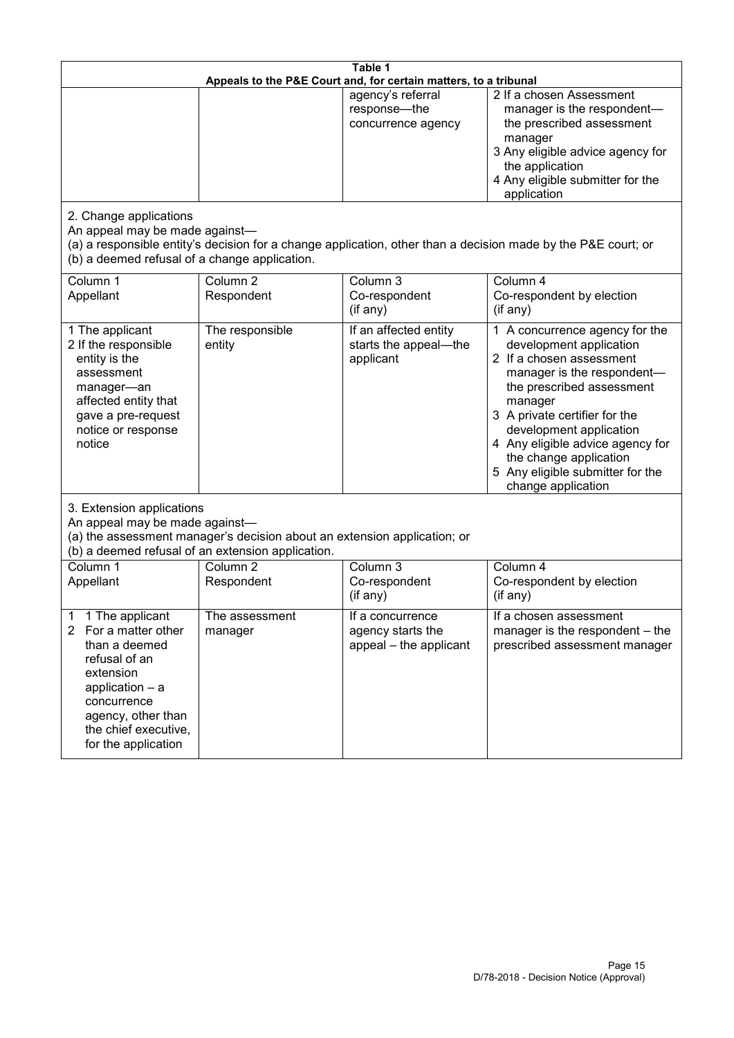**Table 1**
**Appeals to the P&E Court and, for certain matters, to a tribunal**

| | | | |
|---|---|---|---|
| | | agency's referral response—the concurrence agency | 2 If a chosen Assessment manager is the respondent—the prescribed assessment manager<br>3 Any eligible advice agency for the application<br>4 Any eligible submitter for the application |

2. Change applications

An appeal may be made against—

(a) a responsible entity's decision for a change application, other than a decision made by the P&E court; or

(b) a deemed refusal of a change application.

| Column 1<br>Appellant | Column 2<br>Respondent | Column 3<br>Co-respondent<br>(if any) | Column 4<br>Co-respondent by election<br>(if any) |
|---|---|---|---|
| 1 The applicant<br>2 If the responsible entity is the assessment manager—an affected entity that gave a pre-request notice or response notice | The responsible entity | If an affected entity starts the appeal—the applicant | 1 A concurrence agency for the development application<br>2 If a chosen assessment manager is the respondent—the prescribed assessment manager<br>3 A private certifier for the development application<br>4 Any eligible advice agency for the change application<br>5 Any eligible submitter for the change application |

3. Extension applications

An appeal may be made against—

(a) the assessment manager's decision about an extension application; or

(b) a deemed refusal of an extension application.

| Column 1<br>Appellant | Column 2<br>Respondent | Column 3<br>Co-respondent<br>(if any) | Column 4<br>Co-respondent by election<br>(if any) |
|---|---|---|---|
| 1 1 The applicant<br>2 For a matter other than a deemed refusal of an extension application – a concurrence agency, other than the chief executive, for the application | The assessment manager | If a concurrence agency starts the appeal – the applicant | If a chosen assessment manager is the respondent – the prescribed assessment manager |

D/78-2018 - Decision Notice (Approval)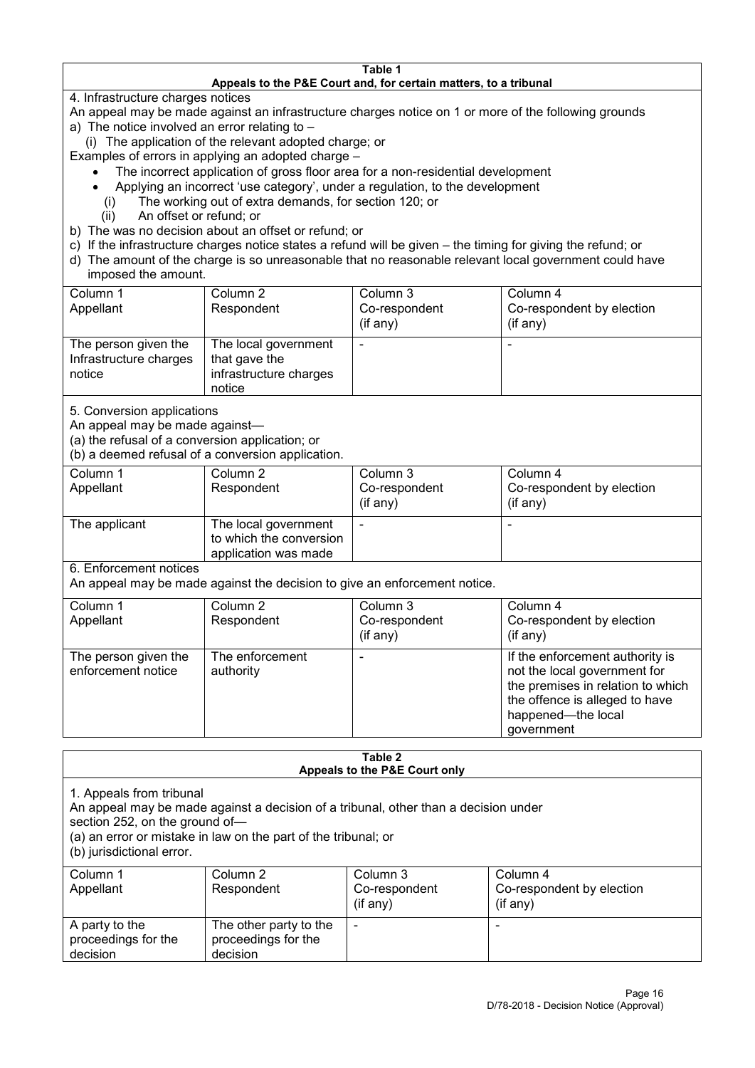**Table 1**
**Appeals to the P&E Court and, for certain matters, to a tribunal**

4. Infrastructure charges notices

An appeal may be made against an infrastructure charges notice on 1 or more of the following grounds

a) The notice involved an error relating to –

   (i) The application of the relevant adopted charge; or

Examples of errors in applying an adopted charge –

- The incorrect application of gross floor area for a non-residential development
- Applying an incorrect 'use category', under a regulation, to the development

   (i) The working out of extra demands, for section 120; or

   (ii) An offset or refund; or

b) The was no decision about an offset or refund; or

c) If the infrastructure charges notice states a refund will be given – the timing for giving the refund; or

d) The amount of the charge is so unreasonable that no reasonable relevant local government could have imposed the amount.

| Column 1 Appellant | Column 2 Respondent | Column 3 Co-respondent (if any) | Column 4 Co-respondent by election (if any) |
|---|---|---|---|
| The person given the Infrastructure charges notice | The local government that gave the infrastructure charges notice | - | - |

5. Conversion applications

An appeal may be made against—

(a) the refusal of a conversion application; or

(b) a deemed refusal of a conversion application.

| Column 1 Appellant | Column 2 Respondent | Column 3 Co-respondent (if any) | Column 4 Co-respondent by election (if any) |
|---|---|---|---|
| The applicant | The local government to which the conversion application was made | - | - |

6. Enforcement notices

An appeal may be made against the decision to give an enforcement notice.

| Column 1 Appellant | Column 2 Respondent | Column 3 Co-respondent (if any) | Column 4 Co-respondent by election (if any) |
|---|---|---|---|
| The person given the enforcement notice | The enforcement authority | - | If the enforcement authority is not the local government for the premises in relation to which the offence is alleged to have happened—the local government |

**Table 2**
**Appeals to the P&E Court only**

1. Appeals from tribunal

An appeal may be made against a decision of a tribunal, other than a decision under section 252, on the ground of—

(a) an error or mistake in law on the part of the tribunal; or

(b) jurisdictional error.

| Column 1 Appellant | Column 2 Respondent | Column 3 Co-respondent (if any) | Column 4 Co-respondent by election (if any) |
|---|---|---|---|
| A party to the proceedings for the decision | The other party to the proceedings for the decision | - | - |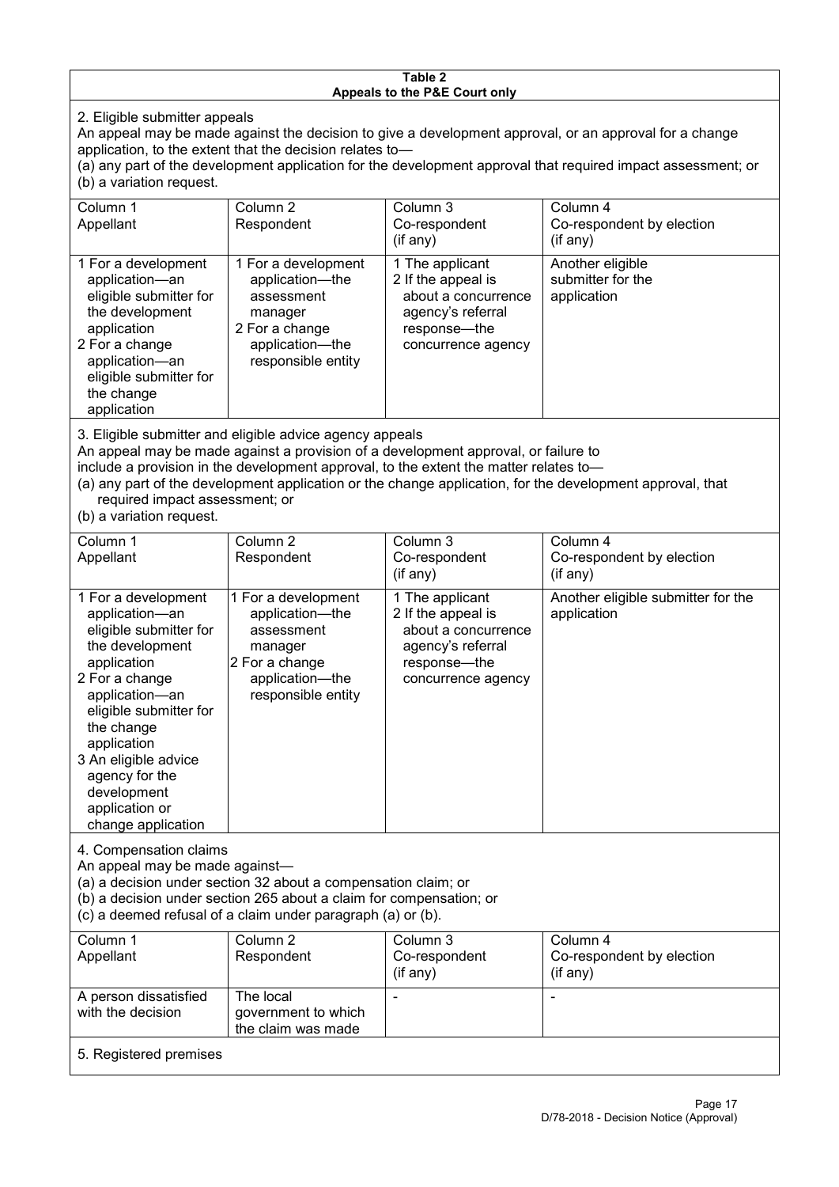**Table 2**
**Appeals to the P&E Court only**

2. Eligible submitter appeals

An appeal may be made against the decision to give a development approval, or an approval for a change application, to the extent that the decision relates to—

(a) any part of the development application for the development approval that required impact assessment; or

(b) a variation request.

| Column 1<br>Appellant | Column 2<br>Respondent | Column 3<br>Co-respondent<br>(if any) | Column 4<br>Co-respondent by election<br>(if any) |
|---|---|---|---|
| 1 For a development application—an eligible submitter for the development application<br>2 For a change application—an eligible submitter for the change application | 1 For a development application—the assessment manager<br>2 For a change application—the responsible entity | 1 The applicant<br>2 If the appeal is about a concurrence agency's referral response—the concurrence agency | Another eligible submitter for the application |

3. Eligible submitter and eligible advice agency appeals

An appeal may be made against a provision of a development approval, or failure to include a provision in the development approval, to the extent the matter relates to—

(a) any part of the development application or the change application, for the development approval, that required impact assessment; or

(b) a variation request.

| Column 1<br>Appellant | Column 2<br>Respondent | Column 3<br>Co-respondent<br>(if any) | Column 4<br>Co-respondent by election<br>(if any) |
|---|---|---|---|
| 1 For a development application—an eligible submitter for the development application<br>2 For a change application—an eligible submitter for the change application<br>3 An eligible advice agency for the development application or change application | 1 For a development application—the assessment manager<br>2 For a change application—the responsible entity | 1 The applicant<br>2 If the appeal is about a concurrence agency's referral response—the concurrence agency | Another eligible submitter for the application |

4. Compensation claims

An appeal may be made against—

(a) a decision under section 32 about a compensation claim; or

(b) a decision under section 265 about a claim for compensation; or

(c) a deemed refusal of a claim under paragraph (a) or (b).

| Column 1<br>Appellant | Column 2<br>Respondent | Column 3<br>Co-respondent<br>(if any) | Column 4<br>Co-respondent by election<br>(if any) |
|---|---|---|---|
| A person dissatisfied with the decision | The local government to which the claim was made | - | - |

5. Registered premises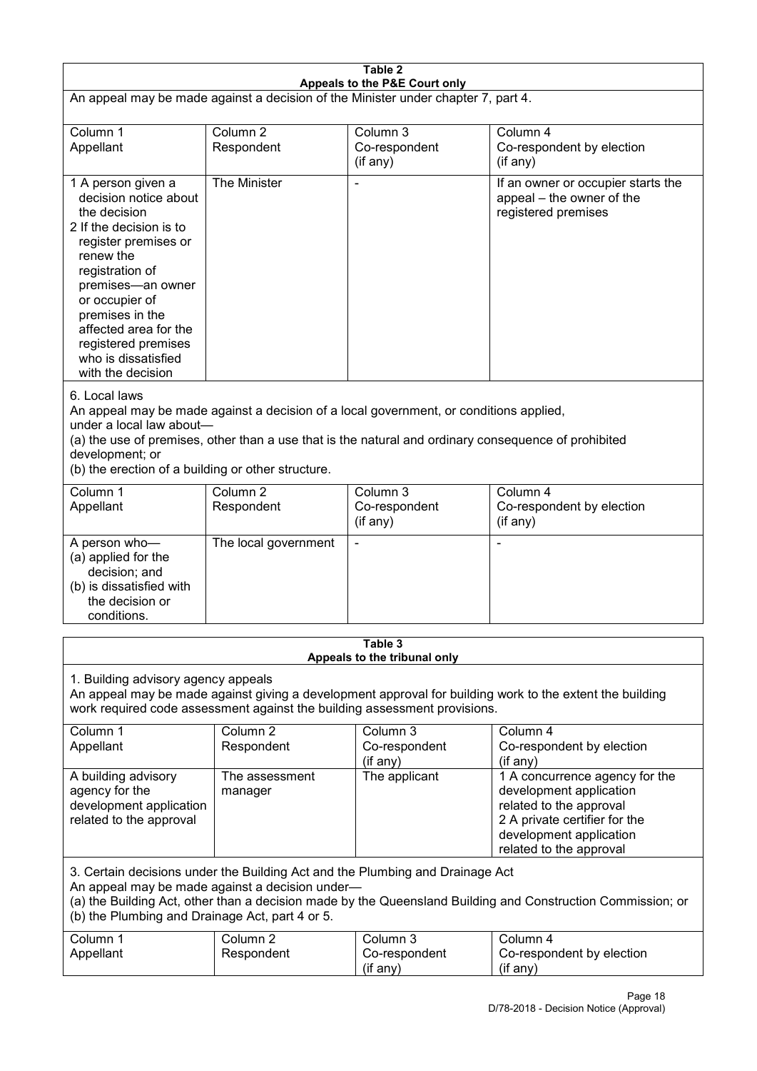**Table 2**
**Appeals to the P&E Court only**

An appeal may be made against a decision of the Minister under chapter 7, part 4.

| Column 1<br>Appellant | Column 2<br>Respondent | Column 3<br>Co-respondent<br>(if any) | Column 4<br>Co-respondent by election<br>(if any) |
|---|---|---|---|
| 1 A person given a decision notice about the decision<br>2 If the decision is to register premises or renew the registration of premises—an owner or occupier of premises in the affected area for the registered premises who is dissatisfied with the decision | The Minister | - | If an owner or occupier starts the appeal – the owner of the registered premises |

6. Local laws

An appeal may be made against a decision of a local government, or conditions applied, under a local law about—

(a) the use of premises, other than a use that is the natural and ordinary consequence of prohibited development; or

(b) the erection of a building or other structure.

| Column 1<br>Appellant | Column 2<br>Respondent | Column 3<br>Co-respondent<br>(if any) | Column 4<br>Co-respondent by election<br>(if any) |
|---|---|---|---|
| A person who—<br>(a) applied for the decision; and<br>(b) is dissatisfied with the decision or conditions. | The local government | - | - |

**Table 3**
**Appeals to the tribunal only**

1. Building advisory agency appeals

An appeal may be made against giving a development approval for building work to the extent the building work required code assessment against the building assessment provisions.

| Column 1<br>Appellant | Column 2<br>Respondent | Column 3<br>Co-respondent<br>(if any) | Column 4<br>Co-respondent by election<br>(if any) |
|---|---|---|---|
| A building advisory agency for the development application related to the approval | The assessment manager | The applicant | 1 A concurrence agency for the development application related to the approval<br>2 A private certifier for the development application related to the approval |

3. Certain decisions under the Building Act and the Plumbing and Drainage Act

An appeal may be made against a decision under—

(a) the Building Act, other than a decision made by the Queensland Building and Construction Commission; or

(b) the Plumbing and Drainage Act, part 4 or 5.

| Column 1<br>Appellant | Column 2<br>Respondent | Column 3<br>Co-respondent<br>(if any) | Column 4<br>Co-respondent by election<br>(if any) |
|---|---|---|---|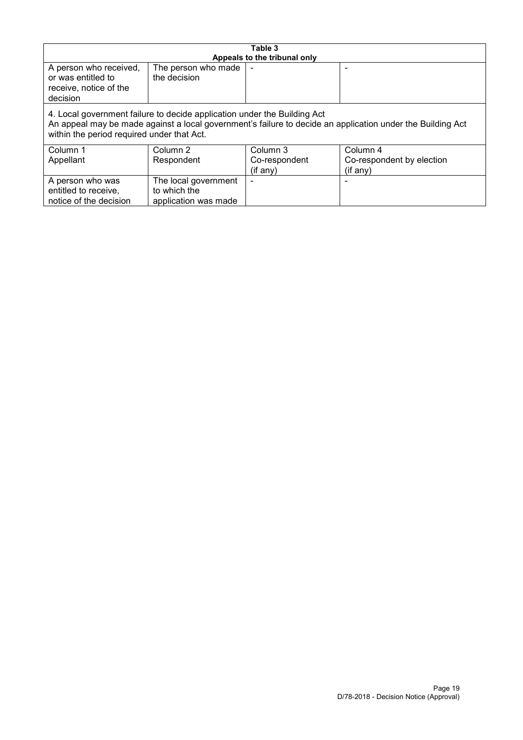**Table 3**
**Appeals to the tribunal only**

| | | | |
|---|---|---|---|
| A person who received, or was entitled to receive, notice of the decision | The person who made the decision | - | - |

4. Local government failure to decide application under the Building Act
An appeal may be made against a local government's failure to decide an application under the Building Act within the period required under that Act.

| Column 1<br>Appellant | Column 2<br>Respondent | Column 3<br>Co-respondent<br>(if any) | Column 4<br>Co-respondent by election<br>(if any) |
|---|---|---|---|
| A person who was entitled to receive, notice of the decision | The local government to which the application was made | - | - |